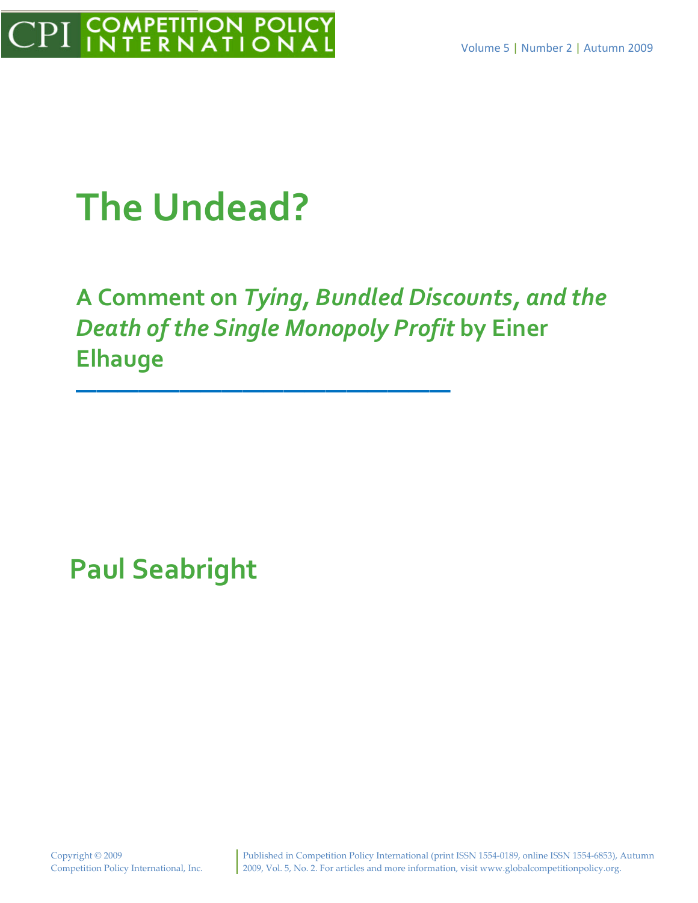# The Undead?

## A Comment on *Tying, Bundled Discounts, and the Death of the Single Monopoly Profit* by Einer Elhauge

## Paul Seabright

Copyright © 2009
Competition Policy International, Inc.

Published in Competition Policy International (print ISSN 1554-0189, online ISSN 1554-6853), Autumn 2009, Vol. 5, No. 2. For articles and more information, visit www.globalcompetitionpolicy.org.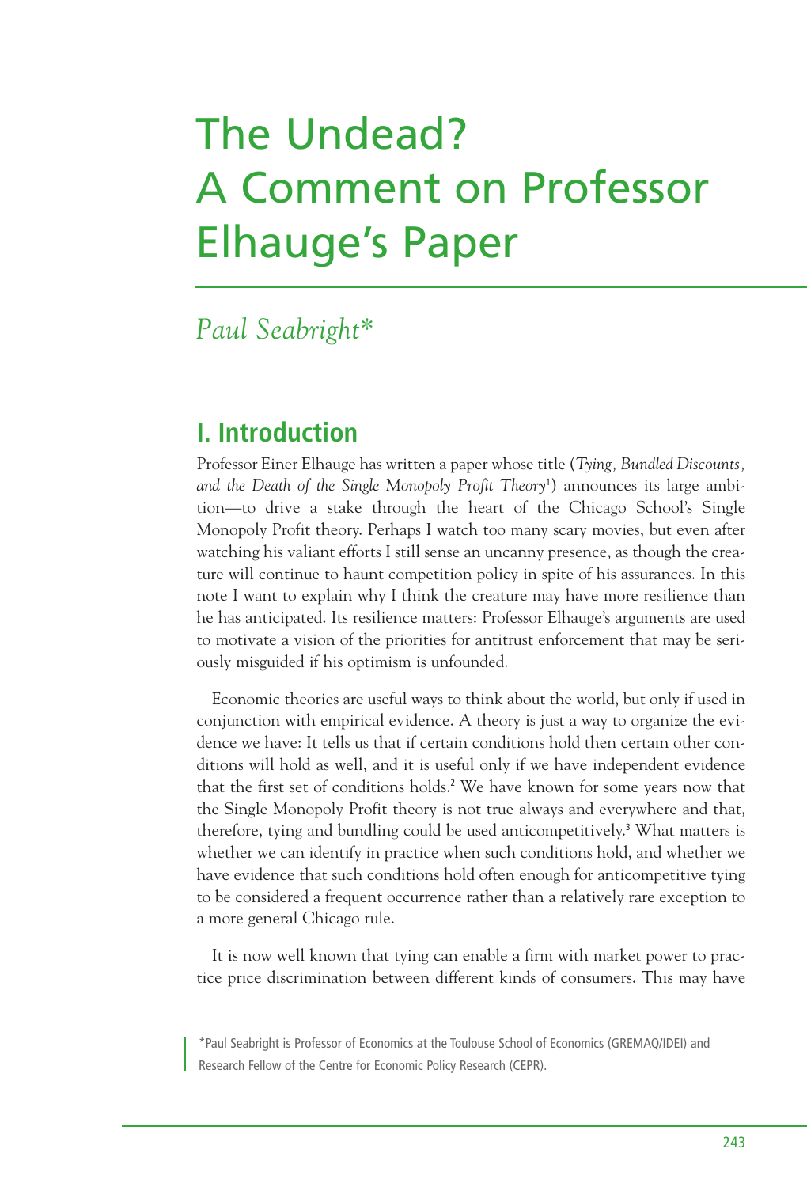# The Undead? A Comment on Professor Elhauge's Paper

*Paul Seabright\**

## I. Introduction

Professor Einer Elhauge has written a paper whose title (*Tying, Bundled Discounts, and the Death of the Single Monopoly Profit Theory*[1]) announces its large ambition—to drive a stake through the heart of the Chicago School's Single Monopoly Profit theory. Perhaps I watch too many scary movies, but even after watching his valiant efforts I still sense an uncanny presence, as though the creature will continue to haunt competition policy in spite of his assurances. In this note I want to explain why I think the creature may have more resilience than he has anticipated. Its resilience matters: Professor Elhauge's arguments are used to motivate a vision of the priorities for antitrust enforcement that may be seriously misguided if his optimism is unfounded.

Economic theories are useful ways to think about the world, but only if used in conjunction with empirical evidence. A theory is just a way to organize the evidence we have: It tells us that if certain conditions hold then certain other conditions will hold as well, and it is useful only if we have independent evidence that the first set of conditions holds.[2] We have known for some years now that the Single Monopoly Profit theory is not true always and everywhere and that, therefore, tying and bundling could be used anticompetitively.[3] What matters is whether we can identify in practice when such conditions hold, and whether we have evidence that such conditions hold often enough for anticompetitive tying to be considered a frequent occurrence rather than a relatively rare exception to a more general Chicago rule.

It is now well known that tying can enable a firm with market power to practice price discrimination between different kinds of consumers. This may have

\*Paul Seabright is Professor of Economics at the Toulouse School of Economics (GREMAQ/IDEI) and Research Fellow of the Centre for Economic Policy Research (CEPR).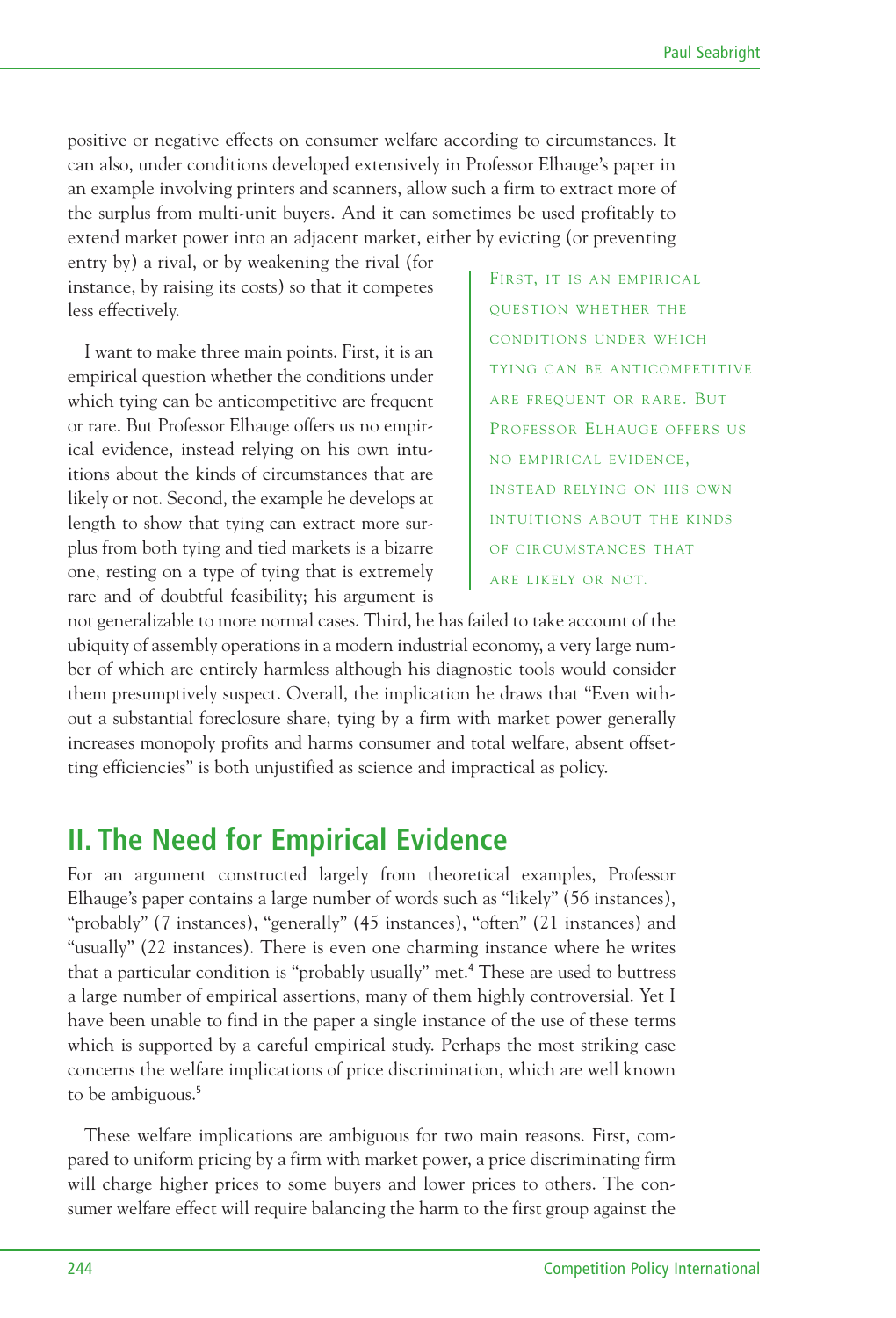positive or negative effects on consumer welfare according to circumstances. It can also, under conditions developed extensively in Professor Elhauge's paper in an example involving printers and scanners, allow such a firm to extract more of the surplus from multi-unit buyers. And it can sometimes be used profitably to extend market power into an adjacent market, either by evicting (or preventing entry by) a rival, or by weakening the rival (for instance, by raising its costs) so that it competes less effectively.

I want to make three main points. First, it is an empirical question whether the conditions under which tying can be anticompetitive are frequent or rare. But Professor Elhauge offers us no empirical evidence, instead relying on his own intuitions about the kinds of circumstances that are likely or not. Second, the example he develops at length to show that tying can extract more surplus from both tying and tied markets is a bizarre one, resting on a type of tying that is extremely rare and of doubtful feasibility; his argument is not generalizable to more normal cases. Third, he has failed to take account of the ubiquity of assembly operations in a modern industrial economy, a very large number of which are entirely harmless although his diagnostic tools would consider them presumptively suspect. Overall, the implication he draws that "Even without a substantial foreclosure share, tying by a firm with market power generally increases monopoly profits and harms consumer and total welfare, absent offsetting efficiencies" is both unjustified as science and impractical as policy.

> FIRST, IT IS AN EMPIRICAL QUESTION WHETHER THE CONDITIONS UNDER WHICH TYING CAN BE ANTICOMPETITIVE ARE FREQUENT OR RARE. BUT PROFESSOR ELHAUGE OFFERS US NO EMPIRICAL EVIDENCE, INSTEAD RELYING ON HIS OWN INTUITIONS ABOUT THE KINDS OF CIRCUMSTANCES THAT ARE LIKELY OR NOT.

## II. The Need for Empirical Evidence

For an argument constructed largely from theoretical examples, Professor Elhauge's paper contains a large number of words such as "likely" (56 instances), "probably" (7 instances), "generally" (45 instances), "often" (21 instances) and "usually" (22 instances). There is even one charming instance where he writes that a particular condition is "probably usually" met.[4] These are used to buttress a large number of empirical assertions, many of them highly controversial. Yet I have been unable to find in the paper a single instance of the use of these terms which is supported by a careful empirical study. Perhaps the most striking case concerns the welfare implications of price discrimination, which are well known to be ambiguous.[5]

These welfare implications are ambiguous for two main reasons. First, compared to uniform pricing by a firm with market power, a price discriminating firm will charge higher prices to some buyers and lower prices to others. The consumer welfare effect will require balancing the harm to the first group against the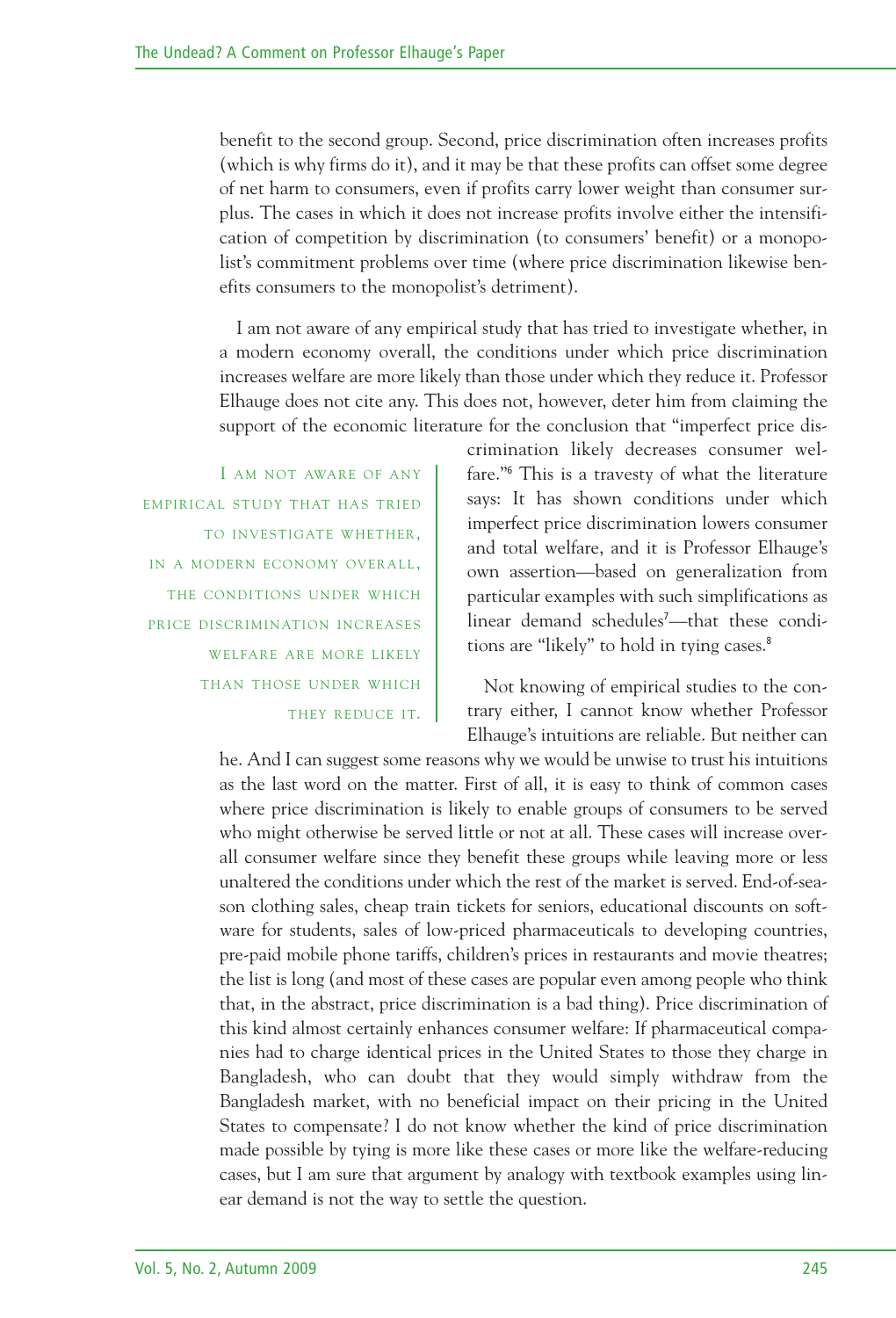benefit to the second group. Second, price discrimination often increases profits (which is why firms do it), and it may be that these profits can offset some degree of net harm to consumers, even if profits carry lower weight than consumer surplus. The cases in which it does not increase profits involve either the intensification of competition by discrimination (to consumers' benefit) or a monopolist's commitment problems over time (where price discrimination likewise benefits consumers to the monopolist's detriment).

I am not aware of any empirical study that has tried to investigate whether, in a modern economy overall, the conditions under which price discrimination increases welfare are more likely than those under which they reduce it. Professor Elhauge does not cite any. This does not, however, deter him from claiming the support of the economic literature for the conclusion that "imperfect price discrimination likely decreases consumer welfare."[6] This is a travesty of what the literature says: It has shown conditions under which imperfect price discrimination lowers consumer and total welfare, and it is Professor Elhauge's own assertion—based on generalization from particular examples with such simplifications as linear demand schedules[7]—that these conditions are "likely" to hold in tying cases.[8]

> I am not aware of any empirical study that has tried to investigate whether, in a modern economy overall, the conditions under which price discrimination increases welfare are more likely than those under which they reduce it.

Not knowing of empirical studies to the contrary either, I cannot know whether Professor Elhauge's intuitions are reliable. But neither can he. And I can suggest some reasons why we would be unwise to trust his intuitions as the last word on the matter. First of all, it is easy to think of common cases where price discrimination is likely to enable groups of consumers to be served who might otherwise be served little or not at all. These cases will increase overall consumer welfare since they benefit these groups while leaving more or less unaltered the conditions under which the rest of the market is served. End-of-season clothing sales, cheap train tickets for seniors, educational discounts on software for students, sales of low-priced pharmaceuticals to developing countries, pre-paid mobile phone tariffs, children's prices in restaurants and movie theatres; the list is long (and most of these cases are popular even among people who think that, in the abstract, price discrimination is a bad thing). Price discrimination of this kind almost certainly enhances consumer welfare: If pharmaceutical companies had to charge identical prices in the United States to those they charge in Bangladesh, who can doubt that they would simply withdraw from the Bangladesh market, with no beneficial impact on their pricing in the United States to compensate? I do not know whether the kind of price discrimination made possible by tying is more like these cases or more like the welfare-reducing cases, but I am sure that argument by analogy with textbook examples using linear demand is not the way to settle the question.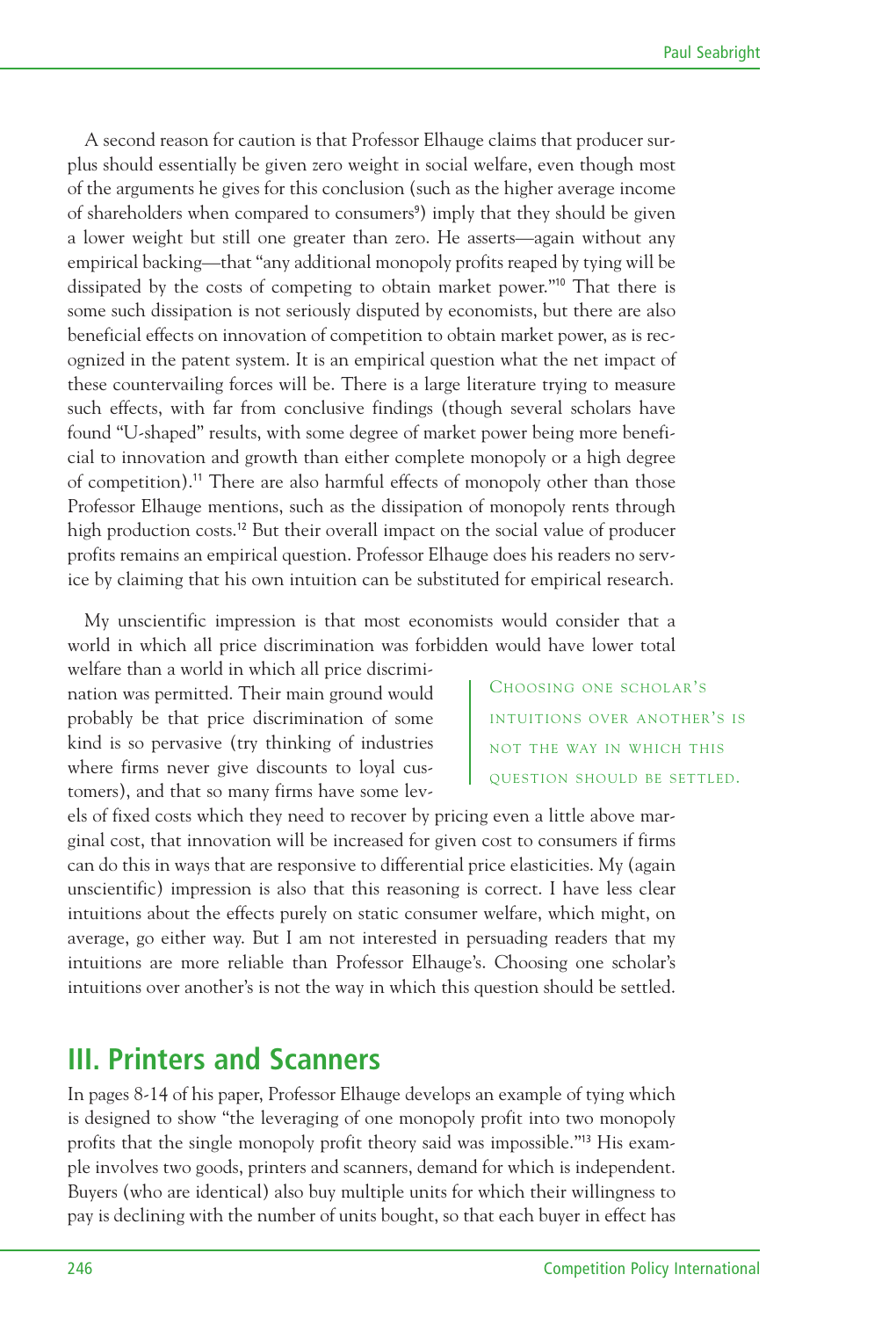A second reason for caution is that Professor Elhauge claims that producer surplus should essentially be given zero weight in social welfare, even though most of the arguments he gives for this conclusion (such as the higher average income of shareholders when compared to consumers[9]) imply that they should be given a lower weight but still one greater than zero. He asserts—again without any empirical backing—that "any additional monopoly profits reaped by tying will be dissipated by the costs of competing to obtain market power."[10] That there is some such dissipation is not seriously disputed by economists, but there are also beneficial effects on innovation of competition to obtain market power, as is recognized in the patent system. It is an empirical question what the net impact of these countervailing forces will be. There is a large literature trying to measure such effects, with far from conclusive findings (though several scholars have found "U-shaped" results, with some degree of market power being more beneficial to innovation and growth than either complete monopoly or a high degree of competition).[11] There are also harmful effects of monopoly other than those Professor Elhauge mentions, such as the dissipation of monopoly rents through high production costs.[12] But their overall impact on the social value of producer profits remains an empirical question. Professor Elhauge does his readers no service by claiming that his own intuition can be substituted for empirical research.

My unscientific impression is that most economists would consider that a world in which all price discrimination was forbidden would have lower total welfare than a world in which all price discrimination was permitted. Their main ground would probably be that price discrimination of some kind is so pervasive (try thinking of industries where firms never give discounts to loyal customers), and that so many firms have some levels of fixed costs which they need to recover by pricing even a little above marginal cost, that innovation will be increased for given cost to consumers if firms can do this in ways that are responsive to differential price elasticities. My (again unscientific) impression is also that this reasoning is correct. I have less clear intuitions about the effects purely on static consumer welfare, which might, on average, go either way. But I am not interested in persuading readers that my intuitions are more reliable than Professor Elhauge's. Choosing one scholar's intuitions over another's is not the way in which this question should be settled.

> CHOOSING ONE SCHOLAR'S INTUITIONS OVER ANOTHER'S IS NOT THE WAY IN WHICH THIS QUESTION SHOULD BE SETTLED.

## III. Printers and Scanners

In pages 8-14 of his paper, Professor Elhauge develops an example of tying which is designed to show "the leveraging of one monopoly profit into two monopoly profits that the single monopoly profit theory said was impossible."[13] His example involves two goods, printers and scanners, demand for which is independent. Buyers (who are identical) also buy multiple units for which their willingness to pay is declining with the number of units bought, so that each buyer in effect has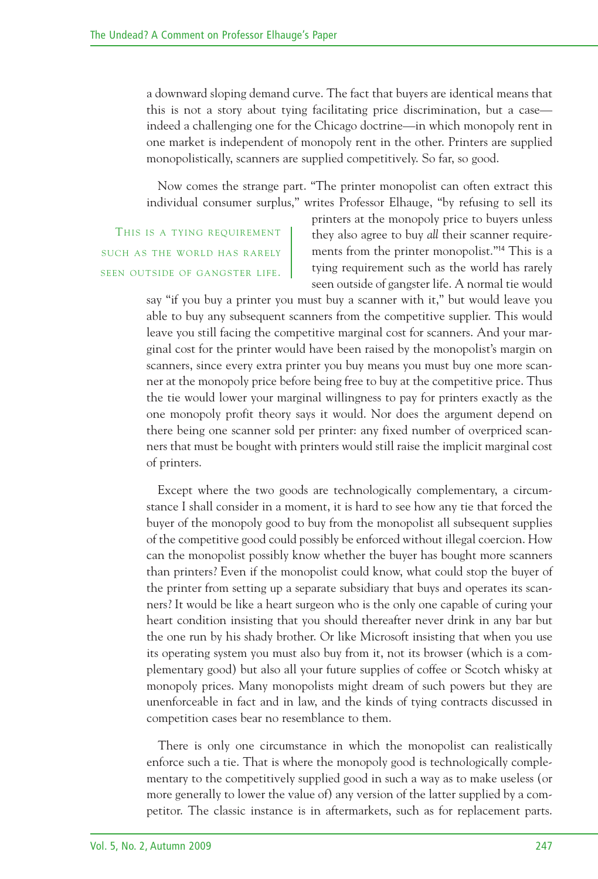a downward sloping demand curve. The fact that buyers are identical means that this is not a story about tying facilitating price discrimination, but a case—indeed a challenging one for the Chicago doctrine—in which monopoly rent in one market is independent of monopoly rent in the other. Printers are supplied monopolistically, scanners are supplied competitively. So far, so good.

Now comes the strange part. "The printer monopolist can often extract this individual consumer surplus," writes Professor Elhauge, "by refusing to sell its printers at the monopoly price to buyers unless they also agree to buy *all* their scanner requirements from the printer monopolist."[14] This is a tying requirement such as the world has rarely seen outside of gangster life. A normal tie would say "if you buy a printer you must buy a scanner with it," but would leave you able to buy any subsequent scanners from the competitive supplier. This would leave you still facing the competitive marginal cost for scanners. And your marginal cost for the printer would have been raised by the monopolist's margin on scanners, since every extra printer you buy means you must buy one more scanner at the monopoly price before being free to buy at the competitive price. Thus the tie would lower your marginal willingness to pay for printers exactly as the one monopoly profit theory says it would. Nor does the argument depend on there being one scanner sold per printer: any fixed number of overpriced scanners that must be bought with printers would still raise the implicit marginal cost of printers.

> THIS IS A TYING REQUIREMENT SUCH AS THE WORLD HAS RARELY SEEN OUTSIDE OF GANGSTER LIFE.

Except where the two goods are technologically complementary, a circumstance I shall consider in a moment, it is hard to see how any tie that forced the buyer of the monopoly good to buy from the monopolist all subsequent supplies of the competitive good could possibly be enforced without illegal coercion. How can the monopolist possibly know whether the buyer has bought more scanners than printers? Even if the monopolist could know, what could stop the buyer of the printer from setting up a separate subsidiary that buys and operates its scanners? It would be like a heart surgeon who is the only one capable of curing your heart condition insisting that you should thereafter never drink in any bar but the one run by his shady brother. Or like Microsoft insisting that when you use its operating system you must also buy from it, not its browser (which is a complementary good) but also all your future supplies of coffee or Scotch whisky at monopoly prices. Many monopolists might dream of such powers but they are unenforceable in fact and in law, and the kinds of tying contracts discussed in competition cases bear no resemblance to them.

There is only one circumstance in which the monopolist can realistically enforce such a tie. That is where the monopoly good is technologically complementary to the competitively supplied good in such a way as to make useless (or more generally to lower the value of) any version of the latter supplied by a competitor. The classic instance is in aftermarkets, such as for replacement parts.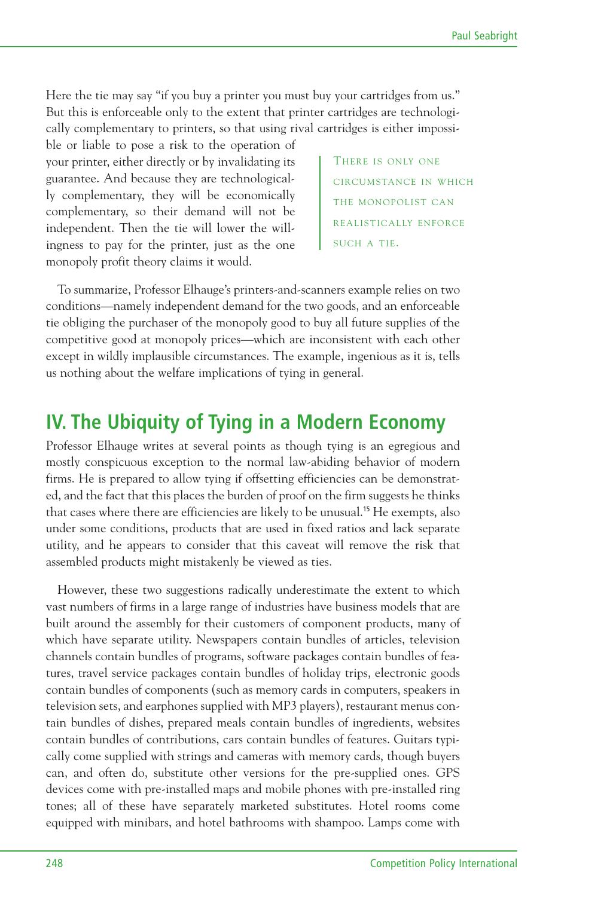Here the tie may say "if you buy a printer you must buy your cartridges from us." But this is enforceable only to the extent that printer cartridges are technologically complementary to printers, so that using rival cartridges is either impossible or liable to pose a risk to the operation of your printer, either directly or by invalidating its guarantee. And because they are technologically complementary, they will be economically complementary, so their demand will not be independent. Then the tie will lower the willingness to pay for the printer, just as the one monopoly profit theory claims it would.

> THERE IS ONLY ONE CIRCUMSTANCE IN WHICH THE MONOPOLIST CAN REALISTICALLY ENFORCE SUCH A TIE.

To summarize, Professor Elhauge's printers-and-scanners example relies on two conditions—namely independent demand for the two goods, and an enforceable tie obliging the purchaser of the monopoly good to buy all future supplies of the competitive good at monopoly prices—which are inconsistent with each other except in wildly implausible circumstances. The example, ingenious as it is, tells us nothing about the welfare implications of tying in general.

## IV. The Ubiquity of Tying in a Modern Economy

Professor Elhauge writes at several points as though tying is an egregious and mostly conspicuous exception to the normal law-abiding behavior of modern firms. He is prepared to allow tying if offsetting efficiencies can be demonstrated, and the fact that this places the burden of proof on the firm suggests he thinks that cases where there are efficiencies are likely to be unusual.[15] He exempts, also under some conditions, products that are used in fixed ratios and lack separate utility, and he appears to consider that this caveat will remove the risk that assembled products might mistakenly be viewed as ties.

However, these two suggestions radically underestimate the extent to which vast numbers of firms in a large range of industries have business models that are built around the assembly for their customers of component products, many of which have separate utility. Newspapers contain bundles of articles, television channels contain bundles of programs, software packages contain bundles of features, travel service packages contain bundles of holiday trips, electronic goods contain bundles of components (such as memory cards in computers, speakers in television sets, and earphones supplied with MP3 players), restaurant menus contain bundles of dishes, prepared meals contain bundles of ingredients, websites contain bundles of contributions, cars contain bundles of features. Guitars typically come supplied with strings and cameras with memory cards, though buyers can, and often do, substitute other versions for the pre-supplied ones. GPS devices come with pre-installed maps and mobile phones with pre-installed ring tones; all of these have separately marketed substitutes. Hotel rooms come equipped with minibars, and hotel bathrooms with shampoo. Lamps come with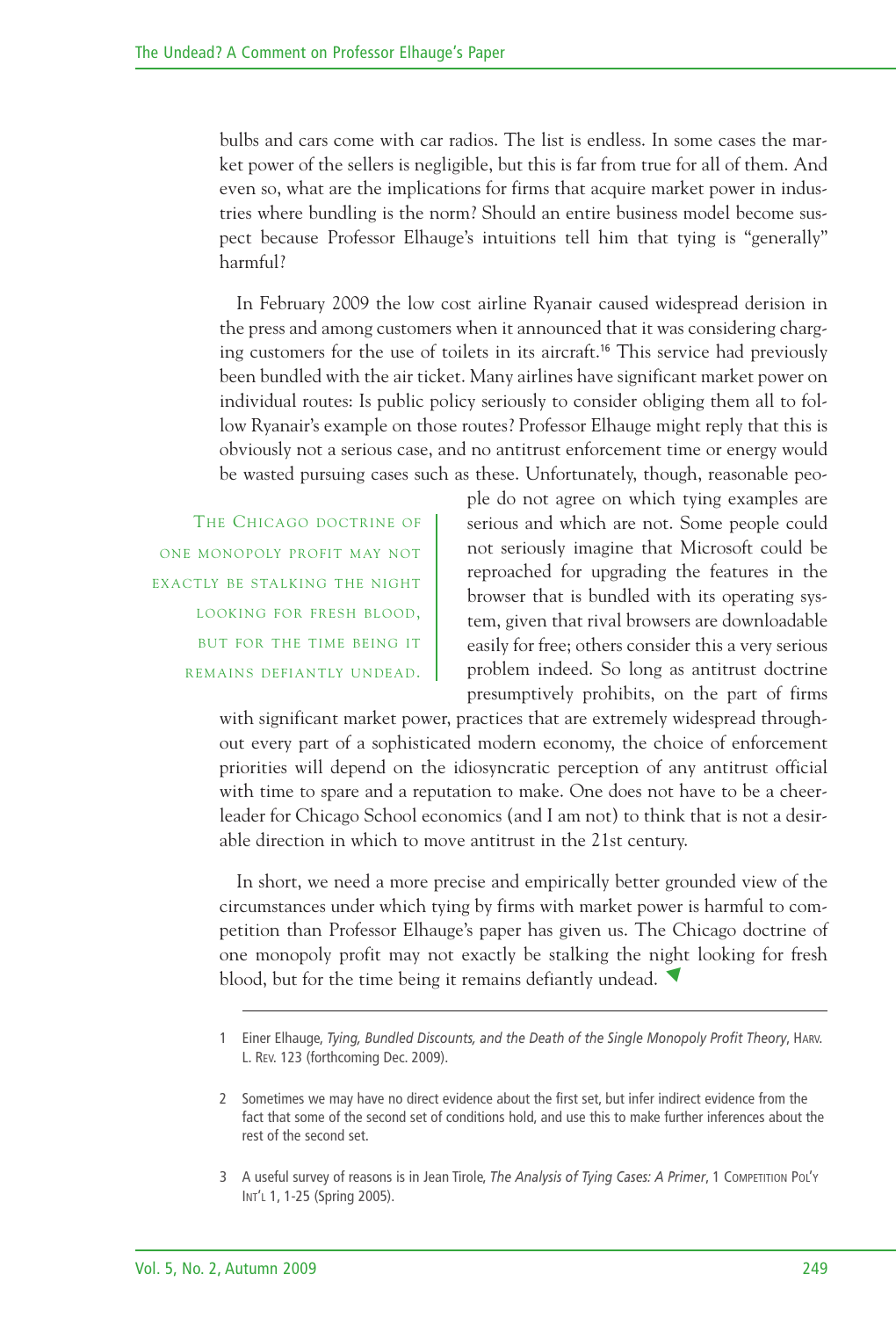bulbs and cars come with car radios. The list is endless. In some cases the market power of the sellers is negligible, but this is far from true for all of them. And even so, what are the implications for firms that acquire market power in industries where bundling is the norm? Should an entire business model become suspect because Professor Elhauge's intuitions tell him that tying is "generally" harmful?

In February 2009 the low cost airline Ryanair caused widespread derision in the press and among customers when it announced that it was considering charging customers for the use of toilets in its aircraft.[16] This service had previously been bundled with the air ticket. Many airlines have significant market power on individual routes: Is public policy seriously to consider obliging them all to follow Ryanair's example on those routes? Professor Elhauge might reply that this is obviously not a serious case, and no antitrust enforcement time or energy would be wasted pursuing cases such as these. Unfortunately, though, reasonable people do not agree on which tying examples are serious and which are not. Some people could not seriously imagine that Microsoft could be reproached for upgrading the features in the browser that is bundled with its operating system, given that rival browsers are downloadable easily for free; others consider this a very serious problem indeed. So long as antitrust doctrine presumptively prohibits, on the part of firms with significant market power, practices that are extremely widespread throughout every part of a sophisticated modern economy, the choice of enforcement priorities will depend on the idiosyncratic perception of any antitrust official with time to spare and a reputation to make. One does not have to be a cheerleader for Chicago School economics (and I am not) to think that is not a desirable direction in which to move antitrust in the 21st century.

In short, we need a more precise and empirically better grounded view of the circumstances under which tying by firms with market power is harmful to competition than Professor Elhauge's paper has given us. The Chicago doctrine of one monopoly profit may not exactly be stalking the night looking for fresh blood, but for the time being it remains defiantly undead.

---

1 Einer Elhauge, *Tying, Bundled Discounts, and the Death of the Single Monopoly Profit Theory*, Harv. L. Rev. 123 (forthcoming Dec. 2009).

2 Sometimes we may have no direct evidence about the first set, but infer indirect evidence from the fact that some of the second set of conditions hold, and use this to make further inferences about the rest of the second set.

3 A useful survey of reasons is in Jean Tirole, *The Analysis of Tying Cases: A Primer*, 1 Competition Pol'y Int'l 1, 1-25 (Spring 2005).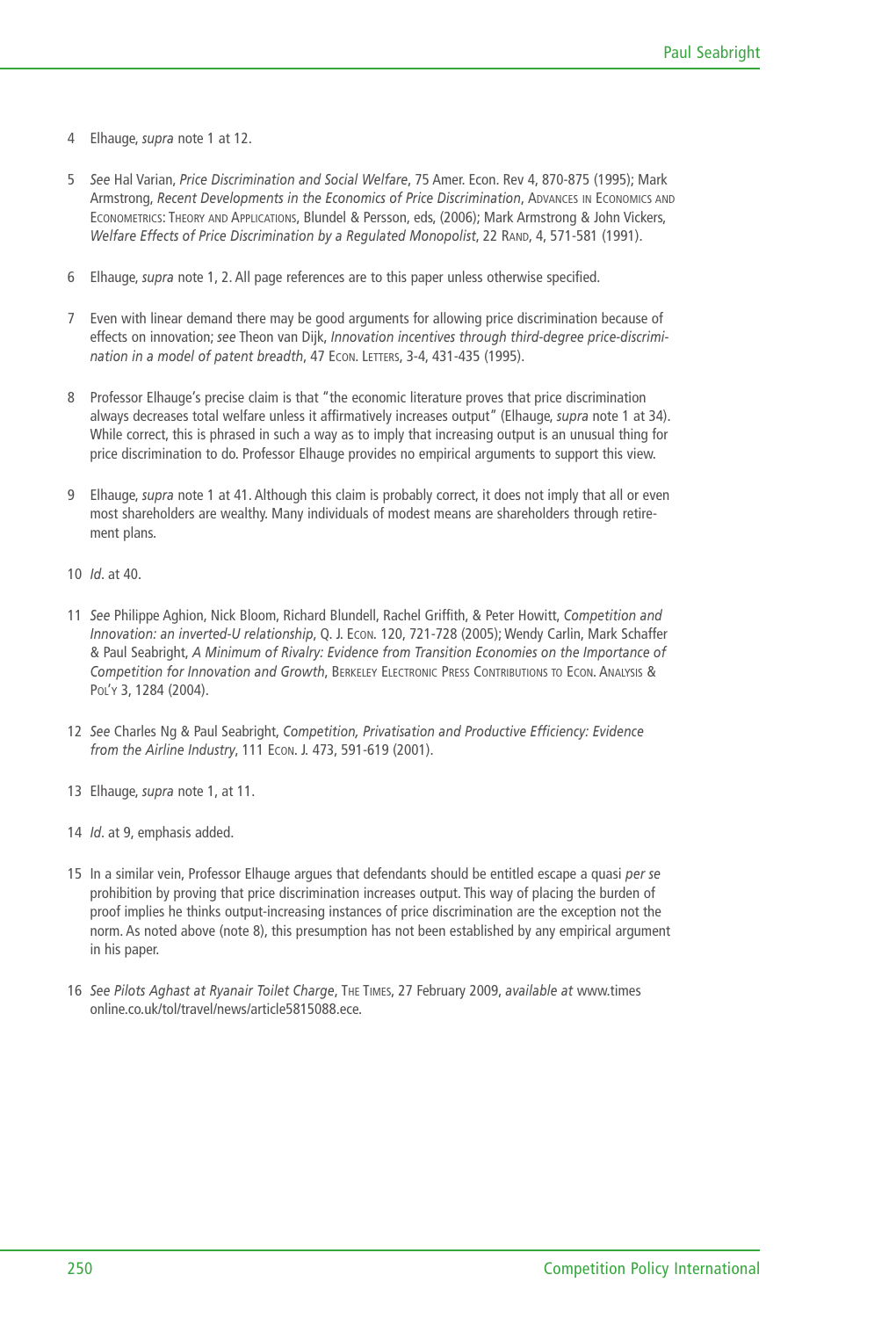4 Elhauge, *supra* note 1 at 12.

5 *See* Hal Varian, *Price Discrimination and Social Welfare*, 75 Amer. Econ. Rev 4, 870-875 (1995); Mark Armstrong, *Recent Developments in the Economics of Price Discrimination*, ADVANCES IN ECONOMICS AND ECONOMETRICS: THEORY AND APPLICATIONS, Blundel & Persson, eds, (2006); Mark Armstrong & John Vickers, *Welfare Effects of Price Discrimination by a Regulated Monopolist*, 22 RAND, 4, 571-581 (1991).

6 Elhauge, *supra* note 1, 2. All page references are to this paper unless otherwise specified.

7 Even with linear demand there may be good arguments for allowing price discrimination because of effects on innovation; *see* Theon van Dijk, *Innovation incentives through third-degree price-discrimination in a model of patent breadth*, 47 ECON. LETTERS, 3-4, 431-435 (1995).

8 Professor Elhauge's precise claim is that "the economic literature proves that price discrimination always decreases total welfare unless it affirmatively increases output" (Elhauge, *supra* note 1 at 34). While correct, this is phrased in such a way as to imply that increasing output is an unusual thing for price discrimination to do. Professor Elhauge provides no empirical arguments to support this view.

9 Elhauge, *supra* note 1 at 41. Although this claim is probably correct, it does not imply that all or even most shareholders are wealthy. Many individuals of modest means are shareholders through retirement plans.

10 *Id*. at 40.

11 *See* Philippe Aghion, Nick Bloom, Richard Blundell, Rachel Griffith, & Peter Howitt, *Competition and Innovation: an inverted-U relationship*, Q. J. ECON. 120, 721-728 (2005); Wendy Carlin, Mark Schaffer & Paul Seabright, *A Minimum of Rivalry: Evidence from Transition Economies on the Importance of Competition for Innovation and Growth*, BERKELEY ELECTRONIC PRESS CONTRIBUTIONS TO ECON. ANALYSIS & POL'Y 3, 1284 (2004).

12 *See* Charles Ng & Paul Seabright, *Competition, Privatisation and Productive Efficiency: Evidence from the Airline Industry*, 111 ECON. J. 473, 591-619 (2001).

13 Elhauge, *supra* note 1, at 11.

14 *Id*. at 9, emphasis added.

15 In a similar vein, Professor Elhauge argues that defendants should be entitled escape a quasi *per se* prohibition by proving that price discrimination increases output. This way of placing the burden of proof implies he thinks output-increasing instances of price discrimination are the exception not the norm. As noted above (note 8), this presumption has not been established by any empirical argument in his paper.

16 *See Pilots Aghast at Ryanair Toilet Charge*, THE TIMES, 27 February 2009, *available at* www.times online.co.uk/tol/travel/news/article5815088.ece.